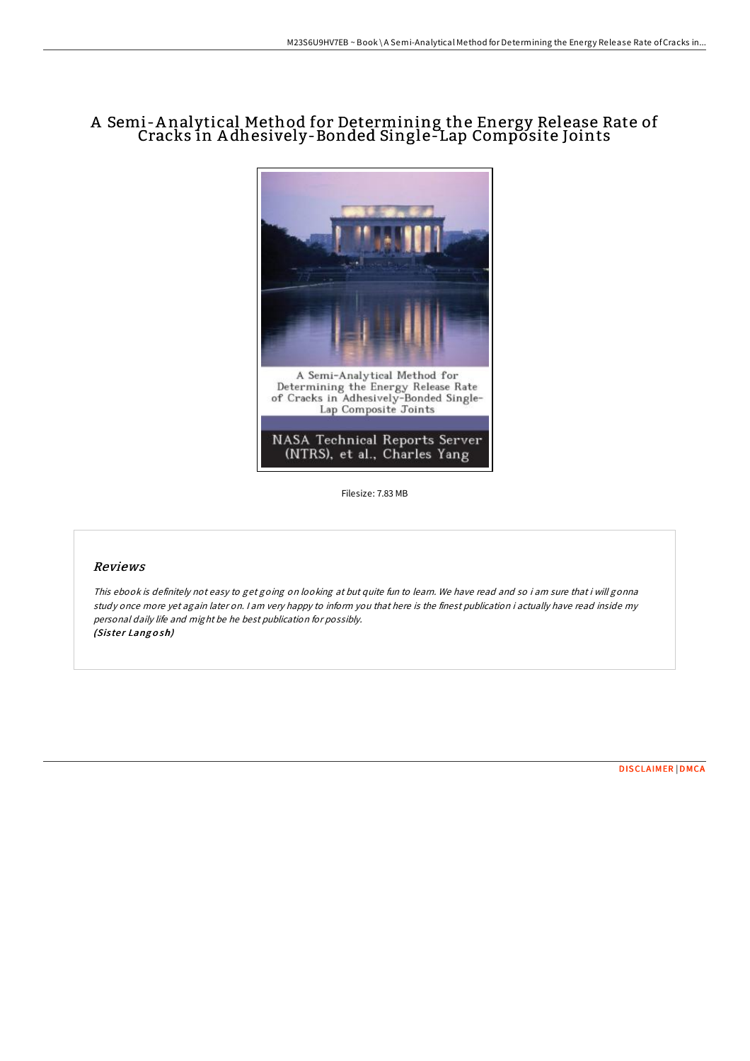# A Semi-Analytical Method for Determining the Energy Release Rate of Cracks in Adhesively-Bonded Single-Lap Composite Joints

A Semi-Analytical Method for Determining the Energy Release Rate of Cracks in Adhesively-Bonded Single-Lap Composite Joints

NASA Technical Reports Server (NTRS), et al., Charles Yang

Filesize: 7.83 MB

## *Reviews*

*This ebook is definitely not easy to get going on looking at but quite fun to learn. We have read and so i am sure that i will gonna study once more yet again later on. I am very happy to inform you that here is the finest publication i actually have read inside my personal daily life and might be he best publication for possibly.*

***(Sister Langosh)***

DISCLAIMER | DMCA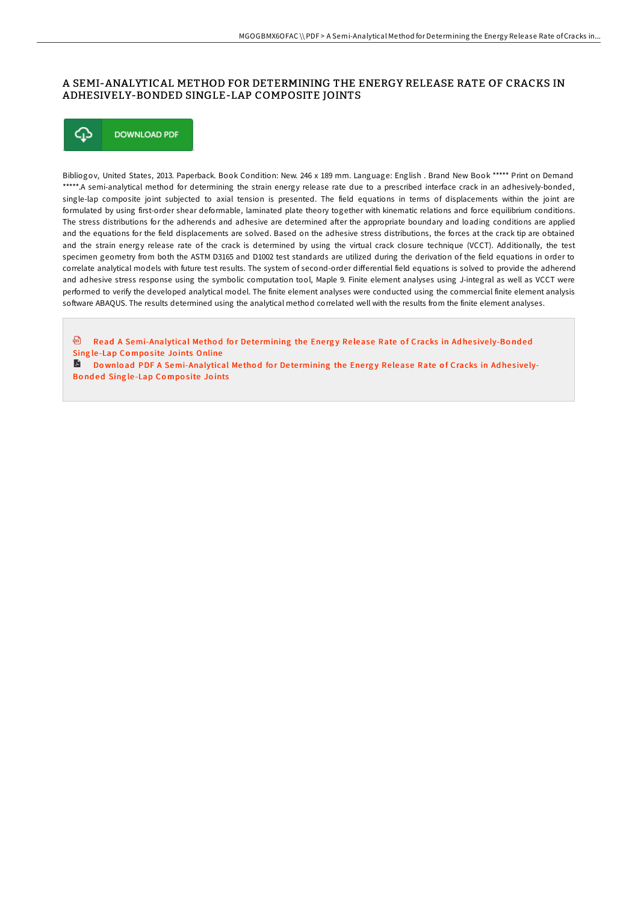# A SEMI-ANALYTICAL METHOD FOR DETERMINING THE ENERGY RELEASE RATE OF CRACKS IN ADHESIVELY-BONDED SINGLE-LAP COMPOSITE JOINTS

DOWNLOAD PDF

Bibliogov, United States, 2013. Paperback. Book Condition: New. 246 x 189 mm. Language: English . Brand New Book ***** Print on Demand *****.A semi-analytical method for determining the strain energy release rate due to a prescribed interface crack in an adhesively-bonded, single-lap composite joint subjected to axial tension is presented. The field equations in terms of displacements within the joint are formulated by using first-order shear deformable, laminated plate theory together with kinematic relations and force equilibrium conditions. The stress distributions for the adherends and adhesive are determined after the appropriate boundary and loading conditions are applied and the equations for the field displacements are solved. Based on the adhesive stress distributions, the forces at the crack tip are obtained and the strain energy release rate of the crack is determined by using the virtual crack closure technique (VCCT). Additionally, the test specimen geometry from both the ASTM D3165 and D1002 test standards are utilized during the derivation of the field equations in order to correlate analytical models with future test results. The system of second-order differential field equations is solved to provide the adherend and adhesive stress response using the symbolic computation tool, Maple 9. Finite element analyses using J-integral as well as VCCT were performed to verify the developed analytical model. The finite element analyses were conducted using the commercial finite element analysis software ABAQUS. The results determined using the analytical method correlated well with the results from the finite element analyses.

Read A Semi-Analytical Method for Determining the Energy Release Rate of Cracks in Adhesively-Bonded Single-Lap Composite Joints Online

Download PDF A Semi-Analytical Method for Determining the Energy Release Rate of Cracks in Adhesively-Bonded Single-Lap Composite Joints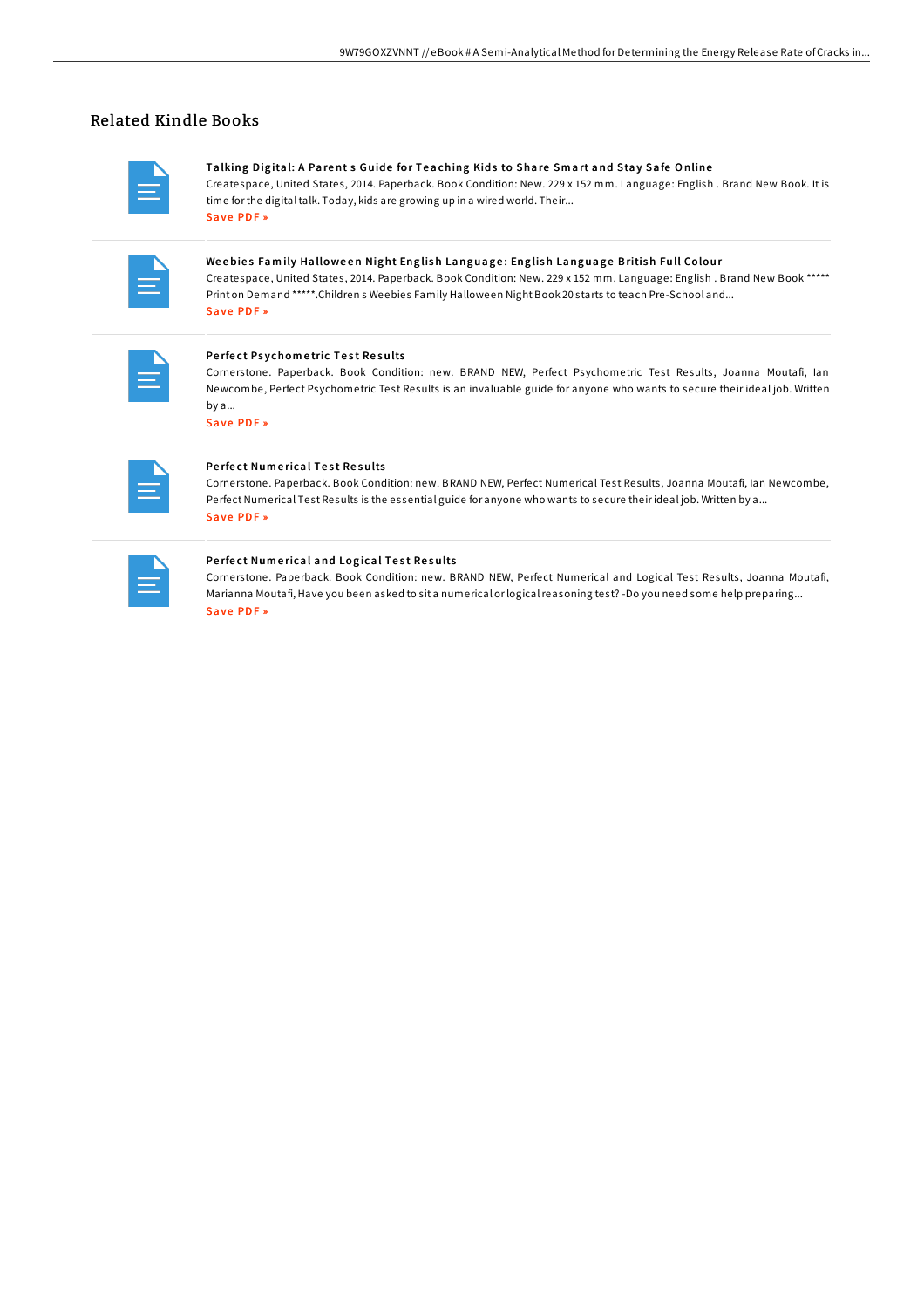## Related Kindle Books

### Talking Digital: A Parent s Guide for Teaching Kids to Share Smart and Stay Safe Online

Createspace, United States, 2014. Paperback. Book Condition: New. 229 x 152 mm. Language: English . Brand New Book. It is time for the digital talk. Today, kids are growing up in a wired world. Their...

Save PDF »

### Weebies Family Halloween Night English Language: English Language British Full Colour

Createspace, United States, 2014. Paperback. Book Condition: New. 229 x 152 mm. Language: English . Brand New Book ***** Print on Demand *****.Children s Weebies Family Halloween Night Book 20 starts to teach Pre-School and...

Save PDF »

### Perfect Psychometric Test Results

Cornerstone. Paperback. Book Condition: new. BRAND NEW, Perfect Psychometric Test Results, Joanna Moutafi, Ian Newcombe, Perfect Psychometric Test Results is an invaluable guide for anyone who wants to secure their ideal job. Written by a...

Save PDF »

### Perfect Numerical Test Results

Cornerstone. Paperback. Book Condition: new. BRAND NEW, Perfect Numerical Test Results, Joanna Moutafi, Ian Newcombe, Perfect Numerical Test Results is the essential guide for anyone who wants to secure their ideal job. Written by a...

Save PDF »

### Perfect Numerical and Logical Test Results

Cornerstone. Paperback. Book Condition: new. BRAND NEW, Perfect Numerical and Logical Test Results, Joanna Moutafi, Marianna Moutafi, Have you been asked to sit a numerical or logical reasoning test? -Do you need some help preparing...

Save PDF »